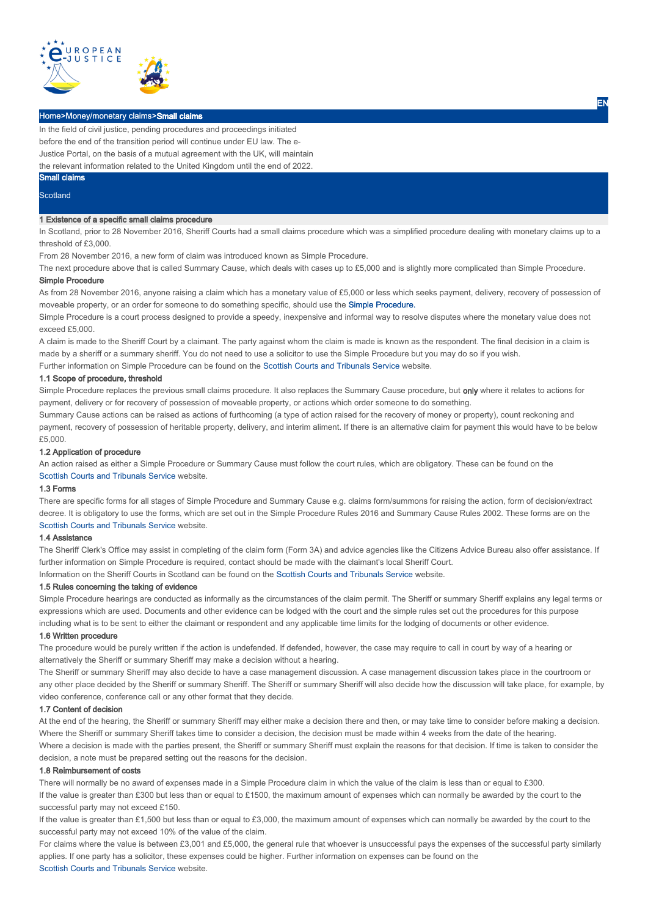Home>Money/monetary claims>Small claims

In the field of civil justice, pending procedures and proceedings initiated before the end of the transition period will continue under EU law. The e-Justice Portal, on the basis of a mutual agreement with the UK, will maintain the relevant information related to the United Kingdom until the end of 2022.

# Small claims

Scotland

## 1 Existence of a specific small claims procedure

In Scotland, prior to 28 November 2016, Sheriff Courts had a small claims procedure which was a simplified procedure dealing with monetary claims up to a threshold of £3,000.

From 28 November 2016, a new form of claim was introduced known as Simple Procedure.

The next procedure above that is called Summary Cause, which deals with cases up to £5,000 and is slightly more complicated than Simple Procedure.

### Simple Procedure

As from 28 November 2016, anyone raising a claim which has a monetary value of £5,000 or less which seeks payment, delivery, recovery of possession of moveable property, or an order for someone to do something specific, should use the Simple Procedure.

Simple Procedure is a court process designed to provide a speedy, inexpensive and informal way to resolve disputes where the monetary value does not exceed £5,000.

A claim is made to the Sheriff Court by a claimant. The party against whom the claim is made is known as the respondent. The final decision in a claim is made by a sheriff or a summary sheriff. You do not need to use a solicitor to use the Simple Procedure but you may do so if you wish.

Further information on Simple Procedure can be found on the Scottish Courts and Tribunals Service website.

### 1.1 Scope of procedure, threshold

Simple Procedure replaces the previous small claims procedure. It also replaces the Summary Cause procedure, but **only** where it relates to actions for payment, delivery or for recovery of possession of moveable property, or actions which order someone to do something.

Summary Cause actions can be raised as actions of furthcoming (a type of action raised for the recovery of money or property), count reckoning and payment, recovery of possession of heritable property, delivery, and interim aliment. If there is an alternative claim for payment this would have to be below £5,000.

### 1.2 Application of procedure

An action raised as either a Simple Procedure or Summary Cause must follow the court rules, which are obligatory. These can be found on the Scottish Courts and Tribunals Service website.

### 1.3 Forms

There are specific forms for all stages of Simple Procedure and Summary Cause e.g. claims form/summons for raising the action, form of decision/extract decree. It is obligatory to use the forms, which are set out in the Simple Procedure Rules 2016 and Summary Cause Rules 2002. These forms are on the Scottish Courts and Tribunals Service website.

### 1.4 Assistance

The Sheriff Clerk's Office may assist in completing of the claim form (Form 3A) and advice agencies like the Citizens Advice Bureau also offer assistance. If further information on Simple Procedure is required, contact should be made with the claimant's local Sheriff Court.

Information on the Sheriff Courts in Scotland can be found on the Scottish Courts and Tribunals Service website.

### 1.5 Rules concerning the taking of evidence

Simple Procedure hearings are conducted as informally as the circumstances of the claim permit. The Sheriff or summary Sheriff explains any legal terms or expressions which are used. Documents and other evidence can be lodged with the court and the simple rules set out the procedures for this purpose including what is to be sent to either the claimant or respondent and any applicable time limits for the lodging of documents or other evidence.

### 1.6 Written procedure

The procedure would be purely written if the action is undefended. If defended, however, the case may require to call in court by way of a hearing or alternatively the Sheriff or summary Sheriff may make a decision without a hearing.

The Sheriff or summary Sheriff may also decide to have a case management discussion. A case management discussion takes place in the courtroom or any other place decided by the Sheriff or summary Sheriff. The Sheriff or summary Sheriff will also decide how the discussion will take place, for example, by video conference, conference call or any other format that they decide.

### 1.7 Content of decision

At the end of the hearing, the Sheriff or summary Sheriff may either make a decision there and then, or may take time to consider before making a decision. Where the Sheriff or summary Sheriff takes time to consider a decision, the decision must be made within 4 weeks from the date of the hearing.

Where a decision is made with the parties present, the Sheriff or summary Sheriff must explain the reasons for that decision. If time is taken to consider the decision, a note must be prepared setting out the reasons for the decision.

### 1.8 Reimbursement of costs

There will normally be no award of expenses made in a Simple Procedure claim in which the value of the claim is less than or equal to £300.

If the value is greater than £300 but less than or equal to £1500, the maximum amount of expenses which can normally be awarded by the court to the successful party may not exceed £150.

If the value is greater than £1,500 but less than or equal to £3,000, the maximum amount of expenses which can normally be awarded by the court to the successful party may not exceed 10% of the value of the claim.

For claims where the value is between £3,001 and £5,000, the general rule that whoever is unsuccessful pays the expenses of the successful party similarly applies. If one party has a solicitor, these expenses could be higher. Further information on expenses can be found on the Scottish Courts and Tribunals Service website.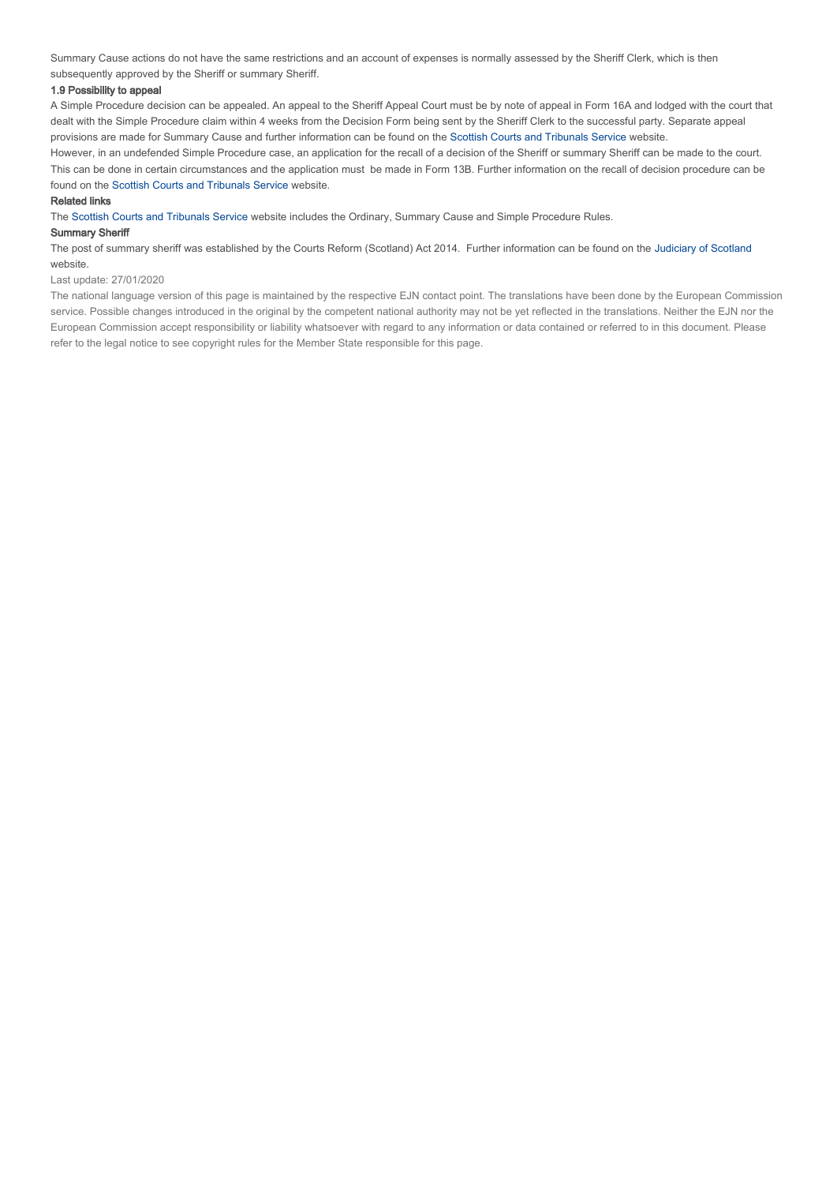Summary Cause actions do not have the same restrictions and an account of expenses is normally assessed by the Sheriff Clerk, which is then subsequently approved by the Sheriff or summary Sheriff.

### 1.9 Possibility to appeal

A Simple Procedure decision can be appealed. An appeal to the Sheriff Appeal Court must be by note of appeal in Form 16A and lodged with the court that dealt with the Simple Procedure claim within 4 weeks from the Decision Form being sent by the Sheriff Clerk to the successful party. Separate appeal provisions are made for Summary Cause and further information can be found on the Scottish Courts and Tribunals Service website.

However, in an undefended Simple Procedure case, an application for the recall of a decision of the Sheriff or summary Sheriff can be made to the court. This can be done in certain circumstances and the application must be made in Form 13B. Further information on the recall of decision procedure can be found on the Scottish Courts and Tribunals Service website.

### Related links

The Scottish Courts and Tribunals Service website includes the Ordinary, Summary Cause and Simple Procedure Rules.

### Summary Sheriff

The post of summary sheriff was established by the Courts Reform (Scotland) Act 2014. Further information can be found on the Judiciary of Scotland website.

Last update: 27/01/2020

The national language version of this page is maintained by the respective EJN contact point. The translations have been done by the European Commission service. Possible changes introduced in the original by the competent national authority may not be yet reflected in the translations. Neither the EJN nor the European Commission accept responsibility or liability whatsoever with regard to any information or data contained or referred to in this document. Please refer to the legal notice to see copyright rules for the Member State responsible for this page.